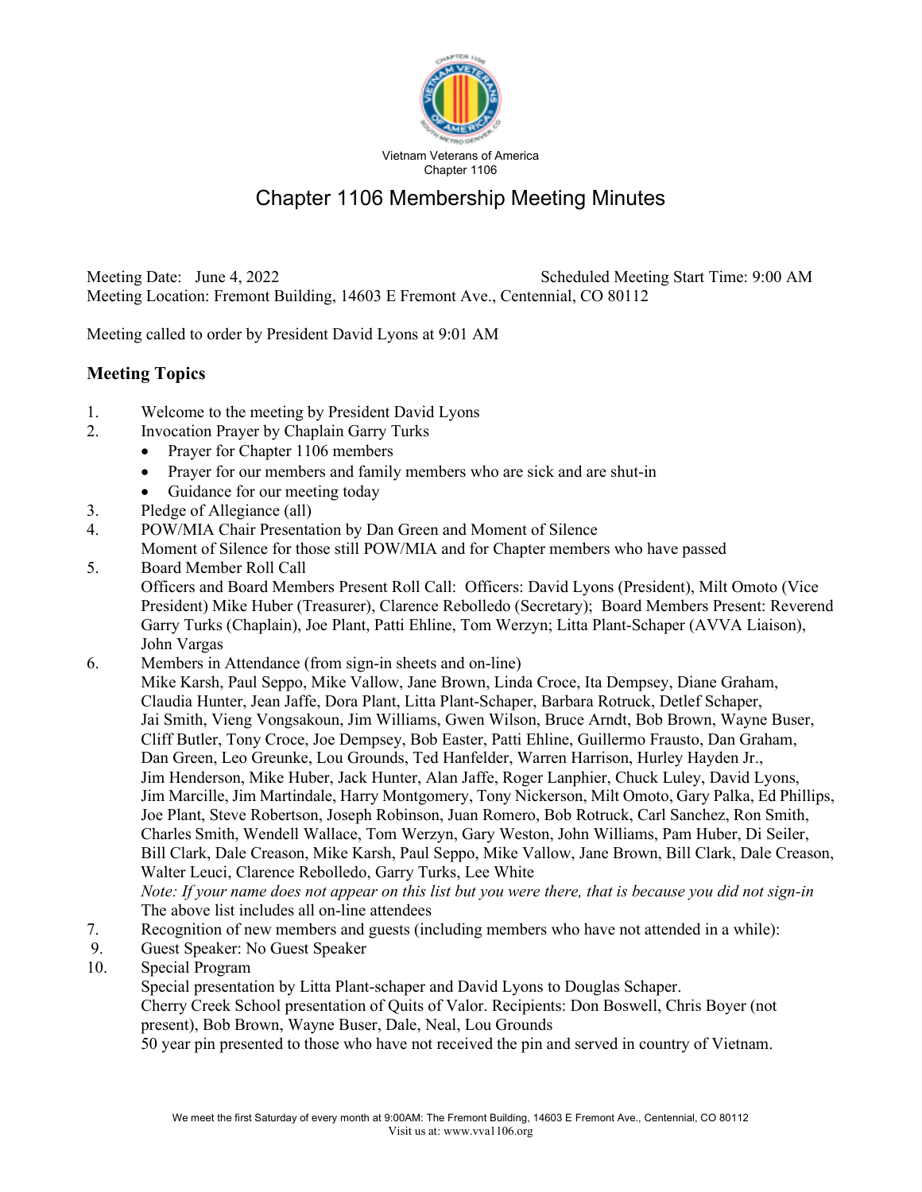Vietnam Veterans of America
Chapter 1106

# Chapter 1106 Membership Meeting Minutes

Meeting Date: June 4, 2022 Scheduled Meeting Start Time: 9:00 AM
Meeting Location: Fremont Building, 14603 E Fremont Ave., Centennial, CO 80112

Meeting called to order by President David Lyons at 9:01 AM

## Meeting Topics

1. Welcome to the meeting by President David Lyons
2. Invocation Prayer by Chaplain Garry Turks
   - Prayer for Chapter 1106 members
   - Prayer for our members and family members who are sick and are shut-in
   - Guidance for our meeting today
3. Pledge of Allegiance (all)
4. POW/MIA Chair Presentation by Dan Green and Moment of Silence
   Moment of Silence for those still POW/MIA and for Chapter members who have passed
5. Board Member Roll Call
   Officers and Board Members Present Roll Call: Officers: David Lyons (President), Milt Omoto (Vice President) Mike Huber (Treasurer), Clarence Rebolledo (Secretary); Board Members Present: Reverend Garry Turks (Chaplain), Joe Plant, Patti Ehline, Tom Werzyn; Litta Plant-Schaper (AVVA Liaison), John Vargas
6. Members in Attendance (from sign-in sheets and on-line)
   Mike Karsh, Paul Seppo, Mike Vallow, Jane Brown, Linda Croce, Ita Dempsey, Diane Graham, Claudia Hunter, Jean Jaffe, Dora Plant, Litta Plant-Schaper, Barbara Rotruck, Detlef Schaper, Jai Smith, Vieng Vongsakoun, Jim Williams, Gwen Wilson, Bruce Arndt, Bob Brown, Wayne Buser, Cliff Butler, Tony Croce, Joe Dempsey, Bob Easter, Patti Ehline, Guillermo Frausto, Dan Graham, Dan Green, Leo Greunke, Lou Grounds, Ted Hanfelder, Warren Harrison, Hurley Hayden Jr., Jim Henderson, Mike Huber, Jack Hunter, Alan Jaffe, Roger Lanphier, Chuck Luley, David Lyons, Jim Marcille, Jim Martindale, Harry Montgomery, Tony Nickerson, Milt Omoto, Gary Palka, Ed Phillips, Joe Plant, Steve Robertson, Joseph Robinson, Juan Romero, Bob Rotruck, Carl Sanchez, Ron Smith, Charles Smith, Wendell Wallace, Tom Werzyn, Gary Weston, John Williams, Pam Huber, Di Seiler, Bill Clark, Dale Creason, Mike Karsh, Paul Seppo, Mike Vallow, Jane Brown, Bill Clark, Dale Creason, Walter Leuci, Clarence Rebolledo, Garry Turks, Lee White
   *Note: If your name does not appear on this list but you were there, that is because you did not sign-in*
   The above list includes all on-line attendees
7. Recognition of new members and guests (including members who have not attended in a while):
9. Guest Speaker: No Guest Speaker
10. Special Program
    Special presentation by Litta Plant-schaper and David Lyons to Douglas Schaper.
    Cherry Creek School presentation of Quits of Valor. Recipients: Don Boswell, Chris Boyer (not present), Bob Brown, Wayne Buser, Dale, Neal, Lou Grounds
    50 year pin presented to those who have not received the pin and served in country of Vietnam.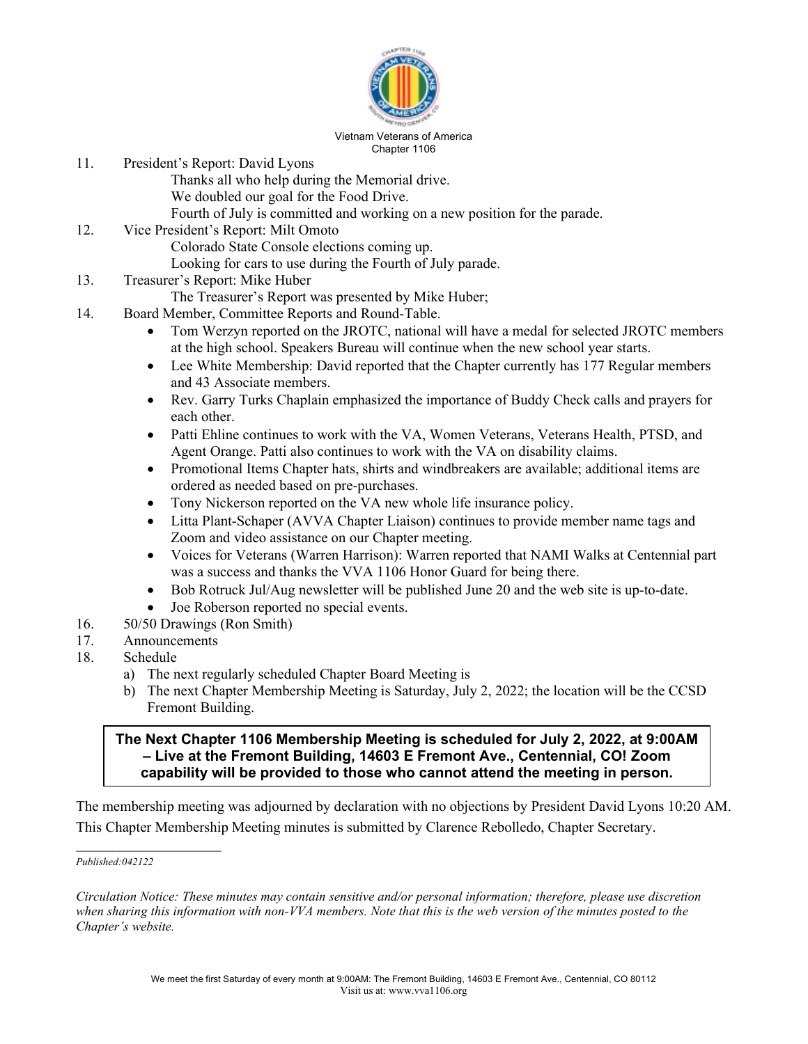Vietnam Veterans of America
Chapter 1106

11. President's Report: David Lyons
    Thanks all who help during the Memorial drive.
    We doubled our goal for the Food Drive.
    Fourth of July is committed and working on a new position for the parade.
12. Vice President's Report: Milt Omoto
    Colorado State Console elections coming up.
    Looking for cars to use during the Fourth of July parade.
13. Treasurer's Report: Mike Huber
    The Treasurer's Report was presented by Mike Huber;
14. Board Member, Committee Reports and Round-Table.
    - Tom Werzyn reported on the JROTC, national will have a medal for selected JROTC members at the high school. Speakers Bureau will continue when the new school year starts.
    - Lee White Membership: David reported that the Chapter currently has 177 Regular members and 43 Associate members.
    - Rev. Garry Turks Chaplain emphasized the importance of Buddy Check calls and prayers for each other.
    - Patti Ehline continues to work with the VA, Women Veterans, Veterans Health, PTSD, and Agent Orange. Patti also continues to work with the VA on disability claims.
    - Promotional Items Chapter hats, shirts and windbreakers are available; additional items are ordered as needed based on pre-purchases.
    - Tony Nickerson reported on the VA new whole life insurance policy.
    - Litta Plant-Schaper (AVVA Chapter Liaison) continues to provide member name tags and Zoom and video assistance on our Chapter meeting.
    - Voices for Veterans (Warren Harrison): Warren reported that NAMI Walks at Centennial part was a success and thanks the VVA 1106 Honor Guard for being there.
    - Bob Rotruck Jul/Aug newsletter will be published June 20 and the web site is up-to-date.
    - Joe Roberson reported no special events.
16. 50/50 Drawings (Ron Smith)
17. Announcements
18. Schedule
    a) The next regularly scheduled Chapter Board Meeting is
    b) The next Chapter Membership Meeting is Saturday, July 2, 2022; the location will be the CCSD Fremont Building.

**The Next Chapter 1106 Membership Meeting is scheduled for July 2, 2022, at 9:00AM – Live at the Fremont Building, 14603 E Fremont Ave., Centennial, CO! Zoom capability will be provided to those who cannot attend the meeting in person.**

The membership meeting was adjourned by declaration with no objections by President David Lyons 10:20 AM.

This Chapter Membership Meeting minutes is submitted by Clarence Rebolledo, Chapter Secretary.

*Published:042122*

*Circulation Notice: These minutes may contain sensitive and/or personal information; therefore, please use discretion when sharing this information with non-VVA members. Note that this is the web version of the minutes posted to the Chapter's website.*

We meet the first Saturday of every month at 9:00AM: The Fremont Building, 14603 E Fremont Ave., Centennial, CO 80112
Visit us at: www.vva1106.org